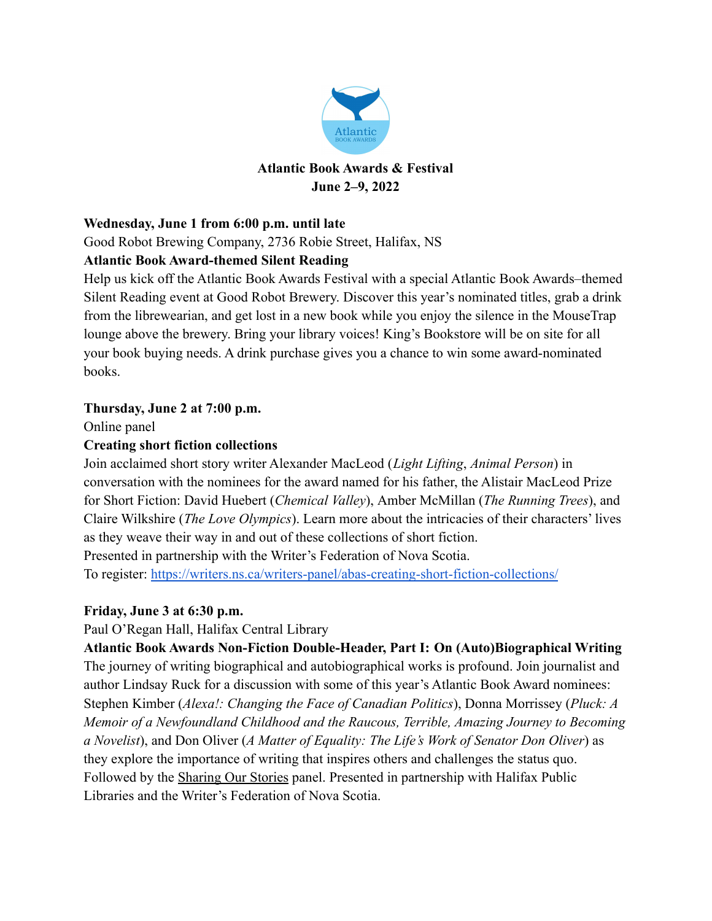**Atlantic Book Awards & Festival**
**June 2–9, 2022**

**Wednesday, June 1 from 6:00 p.m. until late**
Good Robot Brewing Company, 2736 Robie Street, Halifax, NS
**Atlantic Book Award-themed Silent Reading**
Help us kick off the Atlantic Book Awards Festival with a special Atlantic Book Awards–themed Silent Reading event at Good Robot Brewery. Discover this year's nominated titles, grab a drink from the librewearian, and get lost in a new book while you enjoy the silence in the MouseTrap lounge above the brewery. Bring your library voices! King's Bookstore will be on site for all your book buying needs. A drink purchase gives you a chance to win some award-nominated books.

**Thursday, June 2 at 7:00 p.m.**
Online panel
**Creating short fiction collections**
Join acclaimed short story writer Alexander MacLeod (*Light Lifting*, *Animal Person*) in conversation with the nominees for the award named for his father, the Alistair MacLeod Prize for Short Fiction: David Huebert (*Chemical Valley*), Amber McMillan (*The Running Trees*), and Claire Wilkshire (*The Love Olympics*). Learn more about the intricacies of their characters' lives as they weave their way in and out of these collections of short fiction.
Presented in partnership with the Writer's Federation of Nova Scotia.
To register: [https://writers.ns.ca/writers-panel/abas-creating-short-fiction-collections/](https://writers.ns.ca/writers-panel/abas-creating-short-fiction-collections/)

**Friday, June 3 at 6:30 p.m.**
Paul O'Regan Hall, Halifax Central Library
**Atlantic Book Awards Non-Fiction Double-Header, Part I: On (Auto)Biographical Writing**
The journey of writing biographical and autobiographical works is profound. Join journalist and author Lindsay Ruck for a discussion with some of this year's Atlantic Book Award nominees: Stephen Kimber (*Alexa!: Changing the Face of Canadian Politics*), Donna Morrissey (*Pluck: A Memoir of a Newfoundland Childhood and the Raucous, Terrible, Amazing Journey to Becoming a Novelist*), and Don Oliver (*A Matter of Equality: The Life's Work of Senator Don Oliver*) as they explore the importance of writing that inspires others and challenges the status quo. Followed by the Sharing Our Stories panel. Presented in partnership with Halifax Public Libraries and the Writer's Federation of Nova Scotia.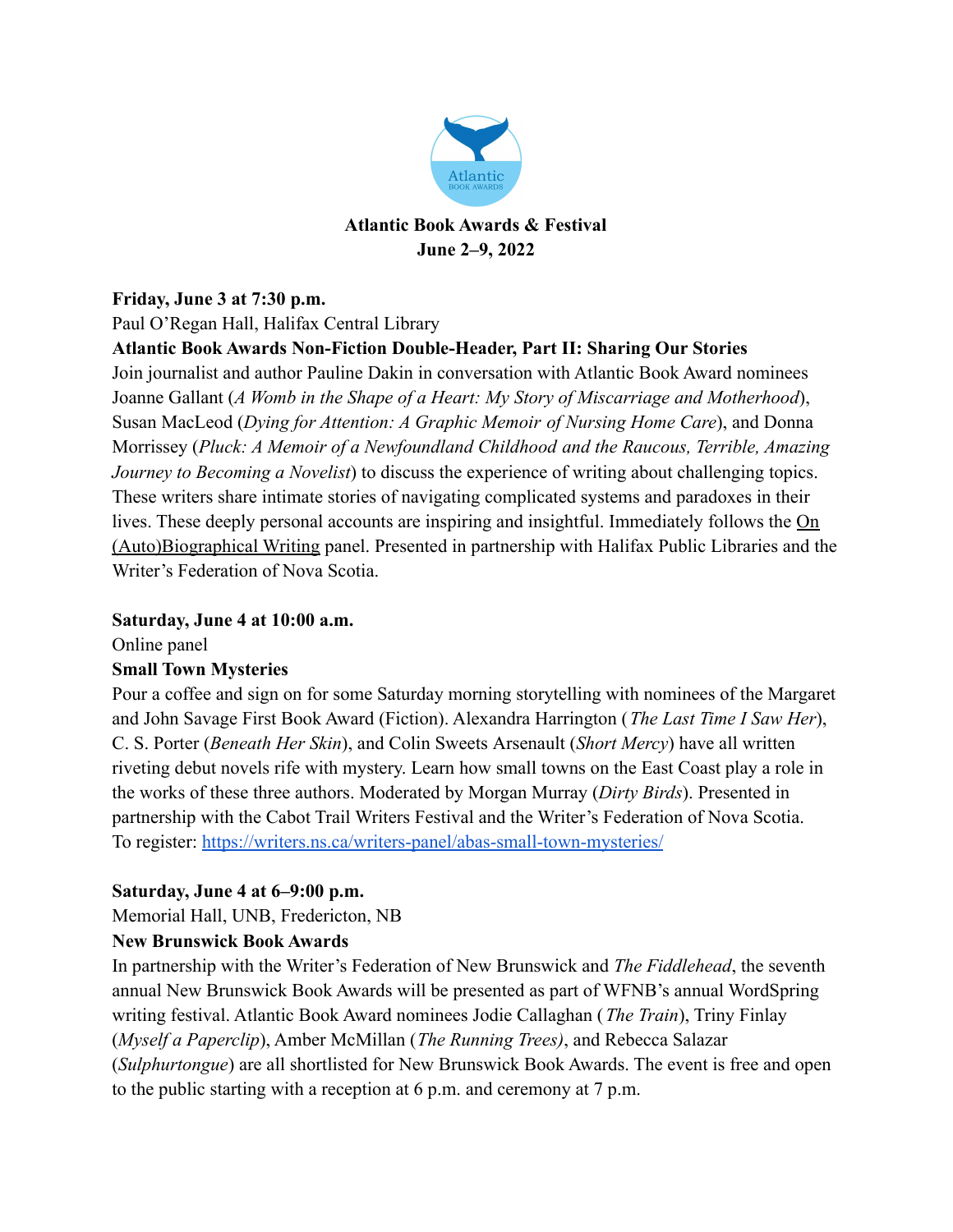**Atlantic Book Awards & Festival**
**June 2–9, 2022**

**Friday, June 3 at 7:30 p.m.**
Paul O'Regan Hall, Halifax Central Library
**Atlantic Book Awards Non-Fiction Double-Header, Part II: Sharing Our Stories**
Join journalist and author Pauline Dakin in conversation with Atlantic Book Award nominees Joanne Gallant (*A Womb in the Shape of a Heart: My Story of Miscarriage and Motherhood*), Susan MacLeod (*Dying for Attention: A Graphic Memoir of Nursing Home Care*), and Donna Morrissey (*Pluck: A Memoir of a Newfoundland Childhood and the Raucous, Terrible, Amazing Journey to Becoming a Novelist*) to discuss the experience of writing about challenging topics. These writers share intimate stories of navigating complicated systems and paradoxes in their lives. These deeply personal accounts are inspiring and insightful. Immediately follows the On (Auto)Biographical Writing panel. Presented in partnership with Halifax Public Libraries and the Writer's Federation of Nova Scotia.

**Saturday, June 4 at 10:00 a.m.**
Online panel
**Small Town Mysteries**
Pour a coffee and sign on for some Saturday morning storytelling with nominees of the Margaret and John Savage First Book Award (Fiction). Alexandra Harrington (*The Last Time I Saw Her*), C. S. Porter (*Beneath Her Skin*), and Colin Sweets Arsenault (*Short Mercy*) have all written riveting debut novels rife with mystery. Learn how small towns on the East Coast play a role in the works of these three authors. Moderated by Morgan Murray (*Dirty Birds*). Presented in partnership with the Cabot Trail Writers Festival and the Writer's Federation of Nova Scotia.
To register: https://writers.ns.ca/writers-panel/abas-small-town-mysteries/

**Saturday, June 4 at 6–9:00 p.m.**
Memorial Hall, UNB, Fredericton, NB
**New Brunswick Book Awards**
In partnership with the Writer's Federation of New Brunswick and *The Fiddlehead*, the seventh annual New Brunswick Book Awards will be presented as part of WFNB's annual WordSpring writing festival. Atlantic Book Award nominees Jodie Callaghan (*The Train*), Triny Finlay (*Myself a Paperclip*), Amber McMillan (*The Running Trees)*, and Rebecca Salazar (*Sulphurtongue*) are all shortlisted for New Brunswick Book Awards. The event is free and open to the public starting with a reception at 6 p.m. and ceremony at 7 p.m.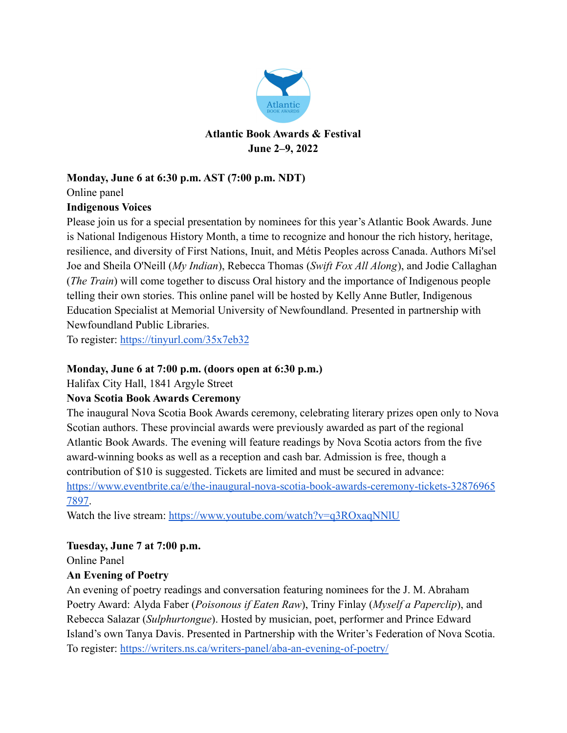**Atlantic Book Awards & Festival**
**June 2–9, 2022**

**Monday, June 6 at 6:30 p.m. AST (7:00 p.m. NDT)**
Online panel
**Indigenous Voices**
Please join us for a special presentation by nominees for this year's Atlantic Book Awards. June is National Indigenous History Month, a time to recognize and honour the rich history, heritage, resilience, and diversity of First Nations, Inuit, and Métis Peoples across Canada. Authors Mi'sel Joe and Sheila O'Neill (*My Indian*), Rebecca Thomas (*Swift Fox All Along*), and Jodie Callaghan (*The Train*) will come together to discuss Oral history and the importance of Indigenous people telling their own stories. This online panel will be hosted by Kelly Anne Butler, Indigenous Education Specialist at Memorial University of Newfoundland. Presented in partnership with Newfoundland Public Libraries.
To register: https://tinyurl.com/35x7eb32

**Monday, June 6 at 7:00 p.m. (doors open at 6:30 p.m.)**
Halifax City Hall, 1841 Argyle Street
**Nova Scotia Book Awards Ceremony**
The inaugural Nova Scotia Book Awards ceremony, celebrating literary prizes open only to Nova Scotian authors. These provincial awards were previously awarded as part of the regional Atlantic Book Awards. The evening will feature readings by Nova Scotia actors from the five award-winning books as well as a reception and cash bar. Admission is free, though a contribution of $10 is suggested. Tickets are limited and must be secured in advance: https://www.eventbrite.ca/e/the-inaugural-nova-scotia-book-awards-ceremony-tickets-328769657897.
Watch the live stream: https://www.youtube.com/watch?v=q3ROxaqNNlU

**Tuesday, June 7 at 7:00 p.m.**
Online Panel
**An Evening of Poetry**
An evening of poetry readings and conversation featuring nominees for the J. M. Abraham Poetry Award: Alyda Faber (*Poisonous if Eaten Raw*), Triny Finlay (*Myself a Paperclip*), and Rebecca Salazar (*Sulphurtongue*). Hosted by musician, poet, performer and Prince Edward Island's own Tanya Davis. Presented in Partnership with the Writer's Federation of Nova Scotia.
To register: https://writers.ns.ca/writers-panel/aba-an-evening-of-poetry/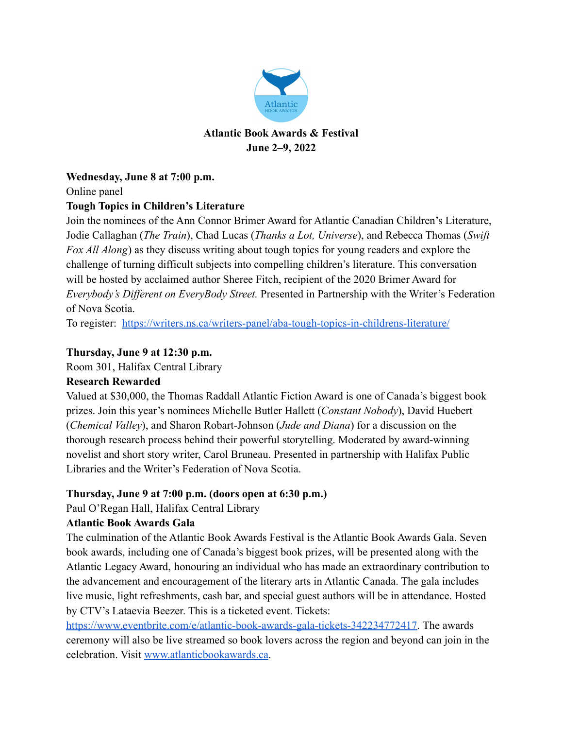**Atlantic Book Awards & Festival**
**June 2–9, 2022**

**Wednesday, June 8 at 7:00 p.m.**
Online panel
**Tough Topics in Children's Literature**
Join the nominees of the Ann Connor Brimer Award for Atlantic Canadian Children's Literature, Jodie Callaghan (*The Train*), Chad Lucas (*Thanks a Lot, Universe*), and Rebecca Thomas (*Swift Fox All Along*) as they discuss writing about tough topics for young readers and explore the challenge of turning difficult subjects into compelling children's literature. This conversation will be hosted by acclaimed author Sheree Fitch, recipient of the 2020 Brimer Award for *Everybody's Different on EveryBody Street.* Presented in Partnership with the Writer's Federation of Nova Scotia.
To register: [https://writers.ns.ca/writers-panel/aba-tough-topics-in-childrens-literature/](https://writers.ns.ca/writers-panel/aba-tough-topics-in-childrens-literature/)

**Thursday, June 9 at 12:30 p.m.**
Room 301, Halifax Central Library
**Research Rewarded**
Valued at $30,000, the Thomas Raddall Atlantic Fiction Award is one of Canada's biggest book prizes. Join this year's nominees Michelle Butler Hallett (*Constant Nobody*), David Huebert (*Chemical Valley*), and Sharon Robart-Johnson (*Jude and Diana*) for a discussion on the thorough research process behind their powerful storytelling. Moderated by award-winning novelist and short story writer, Carol Bruneau. Presented in partnership with Halifax Public Libraries and the Writer's Federation of Nova Scotia.

**Thursday, June 9 at 7:00 p.m. (doors open at 6:30 p.m.)**
Paul O'Regan Hall, Halifax Central Library
**Atlantic Book Awards Gala**
The culmination of the Atlantic Book Awards Festival is the Atlantic Book Awards Gala. Seven book awards, including one of Canada's biggest book prizes, will be presented along with the Atlantic Legacy Award, honouring an individual who has made an extraordinary contribution to the advancement and encouragement of the literary arts in Atlantic Canada. The gala includes live music, light refreshments, cash bar, and special guest authors will be in attendance. Hosted by CTV's Lataevia Beezer. This is a ticketed event. Tickets: [https://www.eventbrite.com/e/atlantic-book-awards-gala-tickets-342234772417](https://www.eventbrite.com/e/atlantic-book-awards-gala-tickets-342234772417). The awards ceremony will also be live streamed so book lovers across the region and beyond can join in the celebration. Visit [www.atlanticbookawards.ca](http://www.atlanticbookawards.ca).